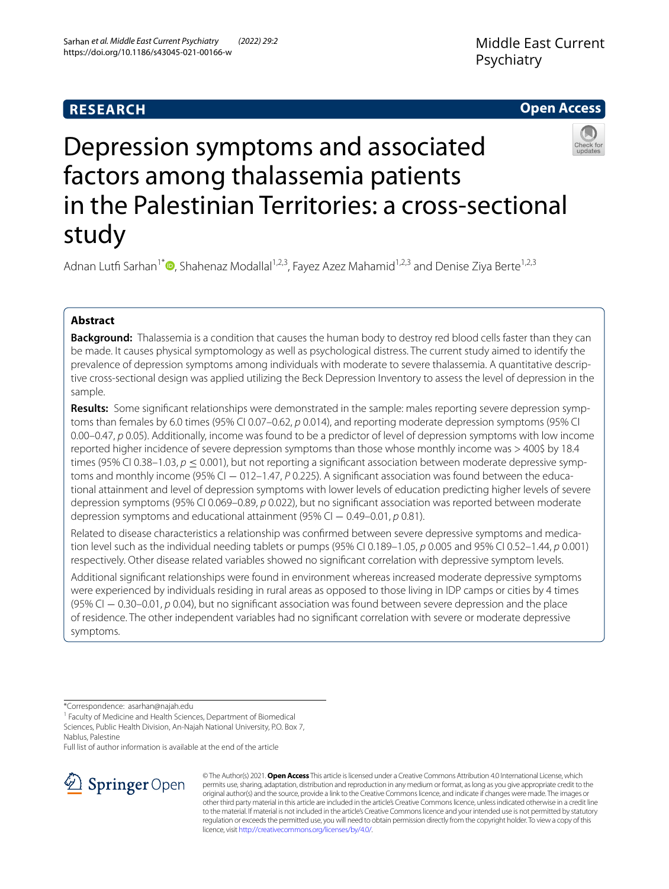RESEARCH

Open Access

# Depression symptoms and associated factors among thalassemia patients in the Palestinian Territories: a cross-sectional study

Adnan Lutfi Sarhan[1*], Shahenaz Modallal[1,2,3], Fayez Azez Mahamid[1,2,3] and Denise Ziya Berte[1,2,3]

## Abstract

**Background:** Thalassemia is a condition that causes the human body to destroy red blood cells faster than they can be made. It causes physical symptomology as well as psychological distress. The current study aimed to identify the prevalence of depression symptoms among individuals with moderate to severe thalassemia. A quantitative descriptive cross-sectional design was applied utilizing the Beck Depression Inventory to assess the level of depression in the sample.

**Results:** Some significant relationships were demonstrated in the sample: males reporting severe depression symptoms than females by 6.0 times (95% CI 0.07–0.62, $p$ 0.014), and reporting moderate depression symptoms (95% CI 0.00–0.47, $p$ 0.05). Additionally, income was found to be a predictor of level of depression symptoms with low income reported higher incidence of severe depression symptoms than those whose monthly income was > 400$ by 18.4 times (95% CI 0.38–1.03, $p \leq 0.001$), but not reporting a significant association between moderate depressive symptoms and monthly income (95% CI − 012–1.47, $P$ 0.225). A significant association was found between the educational attainment and level of depression symptoms with lower levels of education predicting higher levels of severe depression symptoms (95% CI 0.069–0.89, $p$ 0.022), but no significant association was reported between moderate depression symptoms and educational attainment (95% CI − 0.49–0.01, $p$ 0.81).

Related to disease characteristics a relationship was confirmed between severe depressive symptoms and medication level such as the individual needing tablets or pumps (95% CI 0.189–1.05, $p$ 0.005 and 95% CI 0.52–1.44, $p$ 0.001) respectively. Other disease related variables showed no significant correlation with depressive symptom levels.

Additional significant relationships were found in environment whereas increased moderate depressive symptoms were experienced by individuals residing in rural areas as opposed to those living in IDP camps or cities by 4 times (95% CI − 0.30–0.01, $p$ 0.04), but no significant association was found between severe depression and the place of residence. The other independent variables had no significant correlation with severe or moderate depressive symptoms.

---

*Correspondence: asarhan@najah.edu

[1] Faculty of Medicine and Health Sciences, Department of Biomedical Sciences, Public Health Division, An-Najah National University, P.O. Box 7, Nablus, Palestine

Full list of author information is available at the end of the article

© The Author(s) 2021. **Open Access** This article is licensed under a Creative Commons Attribution 4.0 International License, which permits use, sharing, adaptation, distribution and reproduction in any medium or format, as long as you give appropriate credit to the original author(s) and the source, provide a link to the Creative Commons licence, and indicate if changes were made. The images or other third party material in this article are included in the article's Creative Commons licence, unless indicated otherwise in a credit line to the material. If material is not included in the article's Creative Commons licence and your intended use is not permitted by statutory regulation or exceeds the permitted use, you will need to obtain permission directly from the copyright holder. To view a copy of this licence, visit http://creativecommons.org/licenses/by/4.0/.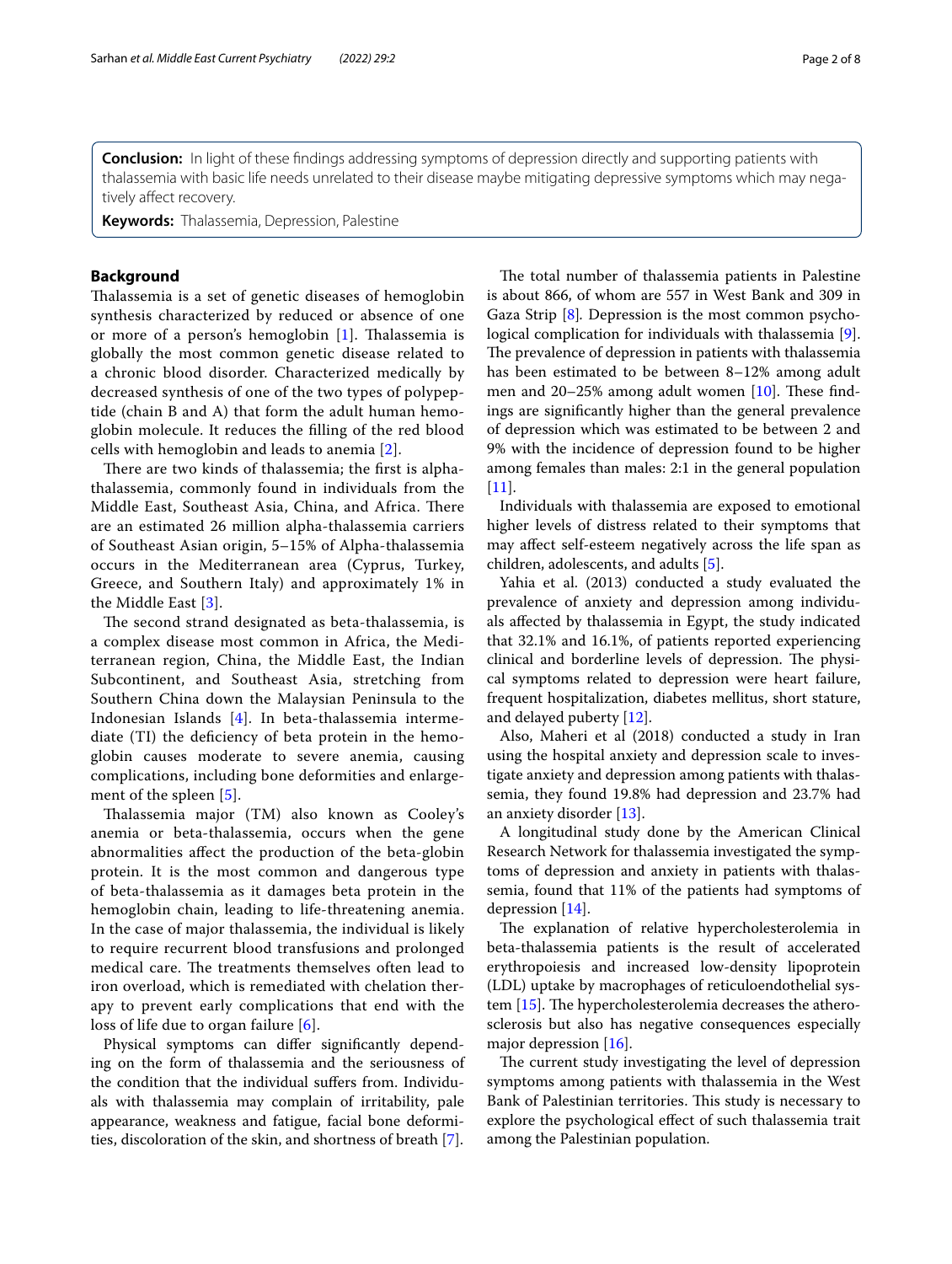**Conclusion:** In light of these findings addressing symptoms of depression directly and supporting patients with thalassemia with basic life needs unrelated to their disease maybe mitigating depressive symptoms which may negatively affect recovery.

**Keywords:** Thalassemia, Depression, Palestine

## Background

Thalassemia is a set of genetic diseases of hemoglobin synthesis characterized by reduced or absence of one or more of a person's hemoglobin [1]. Thalassemia is globally the most common genetic disease related to a chronic blood disorder. Characterized medically by decreased synthesis of one of the two types of polypeptide (chain B and A) that form the adult human hemoglobin molecule. It reduces the filling of the red blood cells with hemoglobin and leads to anemia [2].

There are two kinds of thalassemia; the first is alpha-thalassemia, commonly found in individuals from the Middle East, Southeast Asia, China, and Africa. There are an estimated 26 million alpha-thalassemia carriers of Southeast Asian origin, 5–15% of Alpha-thalassemia occurs in the Mediterranean area (Cyprus, Turkey, Greece, and Southern Italy) and approximately 1% in the Middle East [3].

The second strand designated as beta-thalassemia, is a complex disease most common in Africa, the Mediterranean region, China, the Middle East, the Indian Subcontinent, and Southeast Asia, stretching from Southern China down the Malaysian Peninsula to the Indonesian Islands [4]. In beta-thalassemia intermediate (TI) the deficiency of beta protein in the hemoglobin causes moderate to severe anemia, causing complications, including bone deformities and enlargement of the spleen [5].

Thalassemia major (TM) also known as Cooley's anemia or beta-thalassemia, occurs when the gene abnormalities affect the production of the beta-globin protein. It is the most common and dangerous type of beta-thalassemia as it damages beta protein in the hemoglobin chain, leading to life-threatening anemia. In the case of major thalassemia, the individual is likely to require recurrent blood transfusions and prolonged medical care. The treatments themselves often lead to iron overload, which is remediated with chelation therapy to prevent early complications that end with the loss of life due to organ failure [6].

Physical symptoms can differ significantly depending on the form of thalassemia and the seriousness of the condition that the individual suffers from. Individuals with thalassemia may complain of irritability, pale appearance, weakness and fatigue, facial bone deformities, discoloration of the skin, and shortness of breath [7].

The total number of thalassemia patients in Palestine is about 866, of whom are 557 in West Bank and 309 in Gaza Strip [8]. Depression is the most common psychological complication for individuals with thalassemia [9]. The prevalence of depression in patients with thalassemia has been estimated to be between 8–12% among adult men and 20–25% among adult women [10]. These findings are significantly higher than the general prevalence of depression which was estimated to be between 2 and 9% with the incidence of depression found to be higher among females than males: 2:1 in the general population [11].

Individuals with thalassemia are exposed to emotional higher levels of distress related to their symptoms that may affect self-esteem negatively across the life span as children, adolescents, and adults [5].

Yahia et al. (2013) conducted a study evaluated the prevalence of anxiety and depression among individuals affected by thalassemia in Egypt, the study indicated that 32.1% and 16.1%, of patients reported experiencing clinical and borderline levels of depression. The physical symptoms related to depression were heart failure, frequent hospitalization, diabetes mellitus, short stature, and delayed puberty [12].

Also, Maheri et al (2018) conducted a study in Iran using the hospital anxiety and depression scale to investigate anxiety and depression among patients with thalassemia, they found 19.8% had depression and 23.7% had an anxiety disorder [13].

A longitudinal study done by the American Clinical Research Network for thalassemia investigated the symptoms of depression and anxiety in patients with thalassemia, found that 11% of the patients had symptoms of depression [14].

The explanation of relative hypercholesterolemia in beta-thalassemia patients is the result of accelerated erythropoiesis and increased low-density lipoprotein (LDL) uptake by macrophages of reticuloendothelial system [15]. The hypercholesterolemia decreases the atherosclerosis but also has negative consequences especially major depression [16].

The current study investigating the level of depression symptoms among patients with thalassemia in the West Bank of Palestinian territories. This study is necessary to explore the psychological effect of such thalassemia trait among the Palestinian population.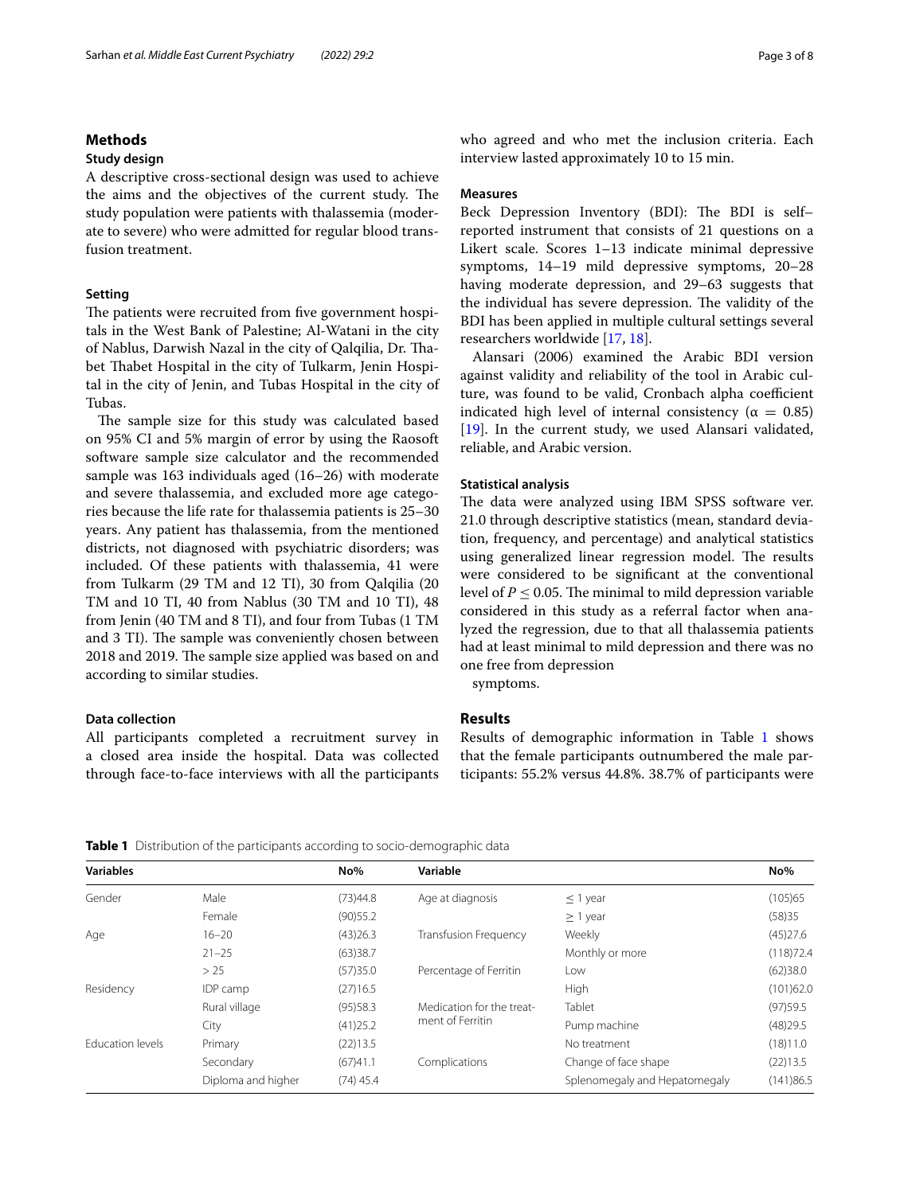## Methods

### Study design

A descriptive cross-sectional design was used to achieve the aims and the objectives of the current study. The study population were patients with thalassemia (moderate to severe) who were admitted for regular blood transfusion treatment.

### Setting

The patients were recruited from five government hospitals in the West Bank of Palestine; Al-Watani in the city of Nablus, Darwish Nazal in the city of Qalqilia, Dr. Thabet Thabet Hospital in the city of Tulkarm, Jenin Hospital in the city of Jenin, and Tubas Hospital in the city of Tubas.

The sample size for this study was calculated based on 95% CI and 5% margin of error by using the Raosoft software sample size calculator and the recommended sample was 163 individuals aged (16–26) with moderate and severe thalassemia, and excluded more age categories because the life rate for thalassemia patients is 25–30 years. Any patient has thalassemia, from the mentioned districts, not diagnosed with psychiatric disorders; was included. Of these patients with thalassemia, 41 were from Tulkarm (29 TM and 12 TI), 30 from Qalqilia (20 TM and 10 TI, 40 from Nablus (30 TM and 10 TI), 48 from Jenin (40 TM and 8 TI), and four from Tubas (1 TM and 3 TI). The sample was conveniently chosen between 2018 and 2019. The sample size applied was based on and according to similar studies.

### Data collection

All participants completed a recruitment survey in a closed area inside the hospital. Data was collected through face-to-face interviews with all the participants who agreed and who met the inclusion criteria. Each interview lasted approximately 10 to 15 min.

### Measures

Beck Depression Inventory (BDI): The BDI is self–reported instrument that consists of 21 questions on a Likert scale. Scores 1–13 indicate minimal depressive symptoms, 14–19 mild depressive symptoms, 20–28 having moderate depression, and 29–63 suggests that the individual has severe depression. The validity of the BDI has been applied in multiple cultural settings several researchers worldwide [17, 18].

Alansari (2006) examined the Arabic BDI version against validity and reliability of the tool in Arabic culture, was found to be valid, Cronbach alpha coefficient indicated high level of internal consistency ($\alpha = 0.85$) [19]. In the current study, we used Alansari validated, reliable, and Arabic version.

### Statistical analysis

The data were analyzed using IBM SPSS software ver. 21.0 through descriptive statistics (mean, standard deviation, frequency, and percentage) and analytical statistics using generalized linear regression model. The results were considered to be significant at the conventional level of $P \leq 0.05$. The minimal to mild depression variable considered in this study as a referral factor when analyzed the regression, due to that all thalassemia patients had at least minimal to mild depression and there was no one free from depression symptoms.

## Results

Results of demographic information in Table 1 shows that the female participants outnumbered the male participants: 55.2% versus 44.8%. 38.7% of participants were

**Table 1** Distribution of the participants according to socio-demographic data

| Variables | | No% | Variable | | No% |
|---|---|---|---|---|---|
| Gender | Male | (73)44.8 | Age at diagnosis | ≤ 1 year | (105)65 |
| | Female | (90)55.2 | | ≥ 1 year | (58)35 |
| Age | 16–20 | (43)26.3 | Transfusion Frequency | Weekly | (45)27.6 |
| | 21–25 | (63)38.7 | | Monthly or more | (118)72.4 |
| | > 25 | (57)35.0 | Percentage of Ferritin | Low | (62)38.0 |
| Residency | IDP camp | (27)16.5 | | High | (101)62.0 |
| | Rural village | (95)58.3 | Medication for the treatment of Ferritin | Tablet | (97)59.5 |
| | City | (41)25.2 | | Pump machine | (48)29.5 |
| Education levels | Primary | (22)13.5 | | No treatment | (18)11.0 |
| | Secondary | (67)41.1 | Complications | Change of face shape | (22)13.5 |
| | Diploma and higher | (74) 45.4 | | Splenomegaly and Hepatomegaly | (141)86.5 |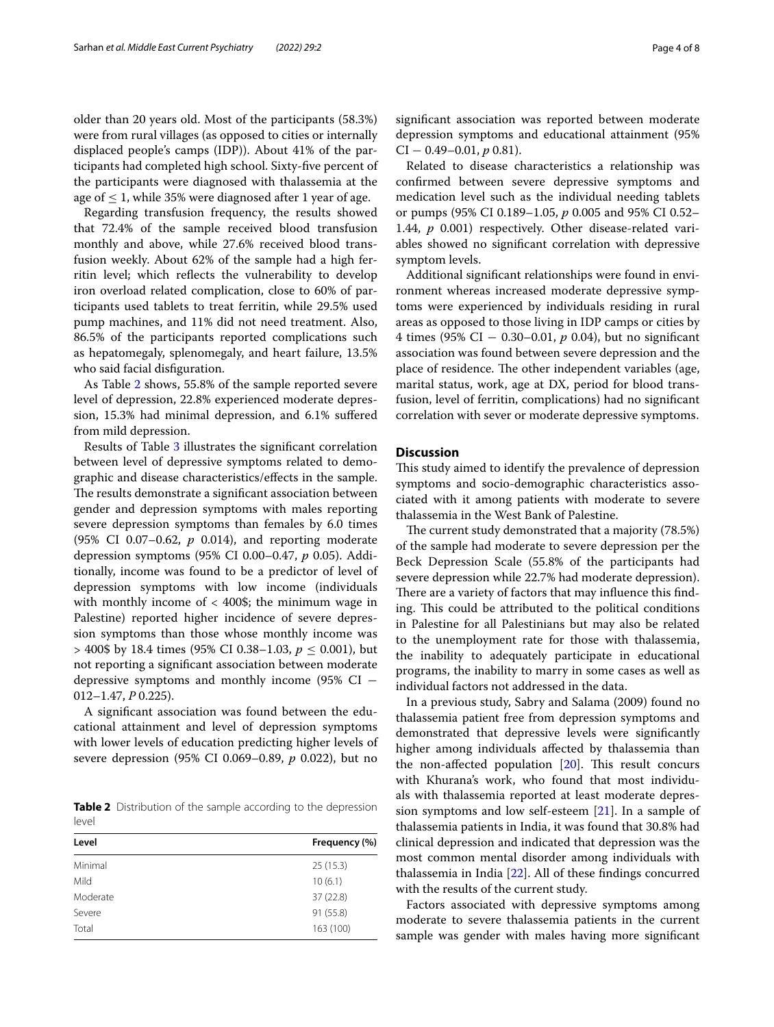older than 20 years old. Most of the participants (58.3%) were from rural villages (as opposed to cities or internally displaced people's camps (IDP)). About 41% of the participants had completed high school. Sixty-five percent of the participants were diagnosed with thalassemia at the age of ≤ 1, while 35% were diagnosed after 1 year of age.

Regarding transfusion frequency, the results showed that 72.4% of the sample received blood transfusion monthly and above, while 27.6% received blood transfusion weekly. About 62% of the sample had a high ferritin level; which reflects the vulnerability to develop iron overload related complication, close to 60% of participants used tablets to treat ferritin, while 29.5% used pump machines, and 11% did not need treatment. Also, 86.5% of the participants reported complications such as hepatomegaly, splenomegaly, and heart failure, 13.5% who said facial disfiguration.

As Table 2 shows, 55.8% of the sample reported severe level of depression, 22.8% experienced moderate depression, 15.3% had minimal depression, and 6.1% suffered from mild depression.

Results of Table 3 illustrates the significant correlation between level of depressive symptoms related to demographic and disease characteristics/effects in the sample. The results demonstrate a significant association between gender and depression symptoms with males reporting severe depression symptoms than females by 6.0 times (95% CI 0.07–0.62, *p* 0.014), and reporting moderate depression symptoms (95% CI 0.00–0.47, *p* 0.05). Additionally, income was found to be a predictor of level of depression symptoms with low income (individuals with monthly income of < 400$; the minimum wage in Palestine) reported higher incidence of severe depression symptoms than those whose monthly income was > 400$ by 18.4 times (95% CI 0.38–1.03, $p \leq 0.001$), but not reporting a significant association between moderate depressive symptoms and monthly income (95% CI − 012–1.47, *P* 0.225).

A significant association was found between the educational attainment and level of depression symptoms with lower levels of education predicting higher levels of severe depression (95% CI 0.069–0.89, *p* 0.022), but no significant association was reported between moderate depression symptoms and educational attainment (95% CI − 0.49–0.01, *p* 0.81).

Related to disease characteristics a relationship was confirmed between severe depressive symptoms and medication level such as the individual needing tablets or pumps (95% CI 0.189–1.05, *p* 0.005 and 95% CI 0.52–1.44, *p* 0.001) respectively. Other disease-related variables showed no significant correlation with depressive symptom levels.

Additional significant relationships were found in environment whereas increased moderate depressive symptoms were experienced by individuals residing in rural areas as opposed to those living in IDP camps or cities by 4 times (95% CI − 0.30–0.01, *p* 0.04), but no significant association was found between severe depression and the place of residence. The other independent variables (age, marital status, work, age at DX, period for blood transfusion, level of ferritin, complications) had no significant correlation with sever or moderate depressive symptoms.

**Table 2** Distribution of the sample according to the depression level

| Level | Frequency (%) |
|---|---|
| Minimal | 25 (15.3) |
| Mild | 10 (6.1) |
| Moderate | 37 (22.8) |
| Severe | 91 (55.8) |
| Total | 163 (100) |

## Discussion

This study aimed to identify the prevalence of depression symptoms and socio-demographic characteristics associated with it among patients with moderate to severe thalassemia in the West Bank of Palestine.

The current study demonstrated that a majority (78.5%) of the sample had moderate to severe depression per the Beck Depression Scale (55.8% of the participants had severe depression while 22.7% had moderate depression). There are a variety of factors that may influence this finding. This could be attributed to the political conditions in Palestine for all Palestinians but may also be related to the unemployment rate for those with thalassemia, the inability to adequately participate in educational programs, the inability to marry in some cases as well as individual factors not addressed in the data.

In a previous study, Sabry and Salama (2009) found no thalassemia patient free from depression symptoms and demonstrated that depressive levels were significantly higher among individuals affected by thalassemia than the non-affected population [20]. This result concurs with Khurana's work, who found that most individuals with thalassemia reported at least moderate depression symptoms and low self-esteem [21]. In a sample of thalassemia patients in India, it was found that 30.8% had clinical depression and indicated that depression was the most common mental disorder among individuals with thalassemia in India [22]. All of these findings concurred with the results of the current study.

Factors associated with depressive symptoms among moderate to severe thalassemia patients in the current sample was gender with males having more significant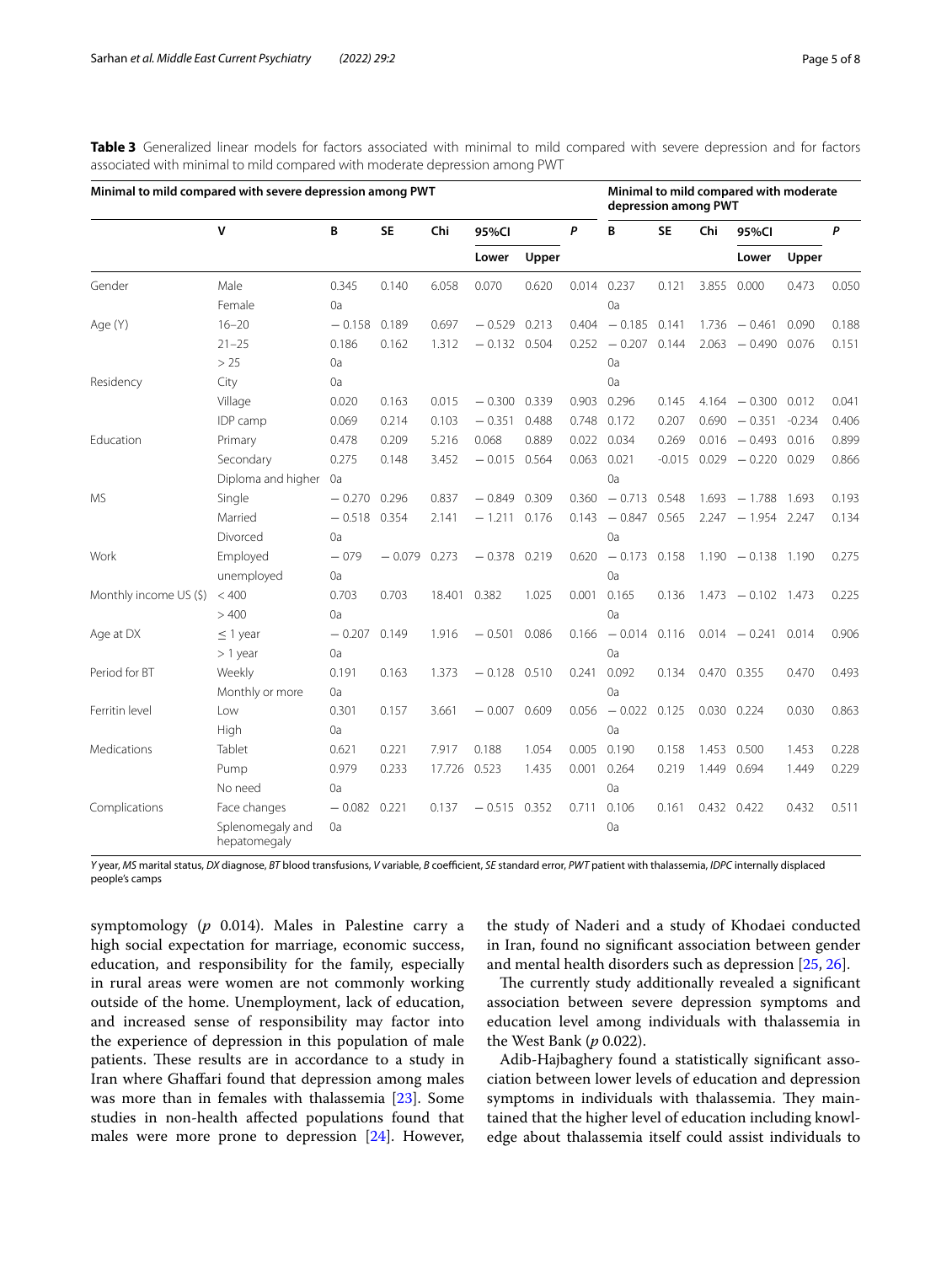**Table 3** Generalized linear models for factors associated with minimal to mild compared with severe depression and for factors associated with minimal to mild compared with moderate depression among PWT

| Minimal to mild compared with severe depression among PWT | | | | | | | | Minimal to mild compared with moderate depression among PWT | | | | | |
|---|---|---|---|---|---|---|---|---|---|---|---|---|---|
| | V | B | SE | Chi | 95%CI | | P | B | SE | Chi | 95%CI | | P |
| | | | | | Lower | Upper | | | | | Lower | Upper | |
| Gender | Male | 0.345 | 0.140 | 6.058 | 0.070 | 0.620 | 0.014 | 0.237 | 0.121 | 3.855 | 0.000 | 0.473 | 0.050 |
| | Female | 0a | | | | | | 0a | | | | | |
| Age (Y) | 16–20 | − 0.158 | 0.189 | 0.697 | − 0.529 | 0.213 | 0.404 | − 0.185 | 0.141 | 1.736 | − 0.461 | 0.090 | 0.188 |
| | 21–25 | 0.186 | 0.162 | 1.312 | − 0.132 | 0.504 | 0.252 | − 0.207 | 0.144 | 2.063 | − 0.490 | 0.076 | 0.151 |
| | > 25 | 0a | | | | | | 0a | | | | | |
| Residency | City | 0a | | | | | | 0a | | | | | |
| | Village | 0.020 | 0.163 | 0.015 | − 0.300 | 0.339 | 0.903 | 0.296 | 0.145 | 4.164 | − 0.300 | 0.012 | 0.041 |
| | IDP camp | 0.069 | 0.214 | 0.103 | − 0.351 | 0.488 | 0.748 | 0.172 | 0.207 | 0.690 | − 0.351 | -0.234 | 0.406 |
| Education | Primary | 0.478 | 0.209 | 5.216 | 0.068 | 0.889 | 0.022 | 0.034 | 0.269 | 0.016 | − 0.493 | 0.016 | 0.899 |
| | Secondary | 0.275 | 0.148 | 3.452 | − 0.015 | 0.564 | 0.063 | 0.021 | -0.015 | 0.029 | − 0.220 | 0.029 | 0.866 |
| | Diploma and higher | 0a | | | | | | 0a | | | | | |
| MS | Single | − 0.270 | 0.296 | 0.837 | − 0.849 | 0.309 | 0.360 | − 0.713 | 0.548 | 1.693 | − 1.788 | 1.693 | 0.193 |
| | Married | − 0.518 | 0.354 | 2.141 | − 1.211 | 0.176 | 0.143 | − 0.847 | 0.565 | 2.247 | − 1.954 | 2.247 | 0.134 |
| | Divorced | 0a | | | | | | 0a | | | | | |
| Work | Employed | − 079 | − 0.079 | 0.273 | − 0.378 | 0.219 | 0.620 | − 0.173 | 0.158 | 1.190 | − 0.138 | 1.190 | 0.275 |
| | unemployed | 0a | | | | | | 0a | | | | | |
| Monthly income US ($) | < 400 | 0.703 | 0.703 | 18.401 | 0.382 | 1.025 | 0.001 | 0.165 | 0.136 | 1.473 | − 0.102 | 1.473 | 0.225 |
| | > 400 | 0a | | | | | | 0a | | | | | |
| Age at DX | ≤ 1 year | − 0.207 | 0.149 | 1.916 | − 0.501 | 0.086 | 0.166 | − 0.014 | 0.116 | 0.014 | − 0.241 | 0.014 | 0.906 |
| | > 1 year | 0a | | | | | | 0a | | | | | |
| Period for BT | Weekly | 0.191 | 0.163 | 1.373 | − 0.128 | 0.510 | 0.241 | 0.092 | 0.134 | 0.470 | 0.355 | 0.470 | 0.493 |
| | Monthly or more | 0a | | | | | | 0a | | | | | |
| Ferritin level | Low | 0.301 | 0.157 | 3.661 | − 0.007 | 0.609 | 0.056 | − 0.022 | 0.125 | 0.030 | 0.224 | 0.030 | 0.863 |
| | High | 0a | | | | | | 0a | | | | | |
| Medications | Tablet | 0.621 | 0.221 | 7.917 | 0.188 | 1.054 | 0.005 | 0.190 | 0.158 | 1.453 | 0.500 | 1.453 | 0.228 |
| | Pump | 0.979 | 0.233 | 17.726 | 0.523 | 1.435 | 0.001 | 0.264 | 0.219 | 1.449 | 0.694 | 1.449 | 0.229 |
| | No need | 0a | | | | | | 0a | | | | | |
| Complications | Face changes | − 0.082 | 0.221 | 0.137 | − 0.515 | 0.352 | 0.711 | 0.106 | 0.161 | 0.432 | 0.422 | 0.432 | 0.511 |
| | Splenomegaly and hepatomegaly | 0a | | | | | | 0a | | | | | |

*Y* year, *MS* marital status, *DX* diagnose, *BT* blood transfusions, *V* variable, *B* coefficient, *SE* standard error, *PWT* patient with thalassemia, *IDPC* internally displaced people's camps

symptomology ($p$ 0.014). Males in Palestine carry a high social expectation for marriage, economic success, education, and responsibility for the family, especially in rural areas were women are not commonly working outside of the home. Unemployment, lack of education, and increased sense of responsibility may factor into the experience of depression in this population of male patients. These results are in accordance to a study in Iran where Ghaffari found that depression among males was more than in females with thalassemia [23]. Some studies in non-health affected populations found that males were more prone to depression [24]. However, the study of Naderi and a study of Khodaei conducted in Iran, found no significant association between gender and mental health disorders such as depression [25, 26].

The currently study additionally revealed a significant association between severe depression symptoms and education level among individuals with thalassemia in the West Bank ($p$ 0.022).

Adib-Hajbaghery found a statistically significant association between lower levels of education and depression symptoms in individuals with thalassemia. They maintained that the higher level of education including knowledge about thalassemia itself could assist individuals to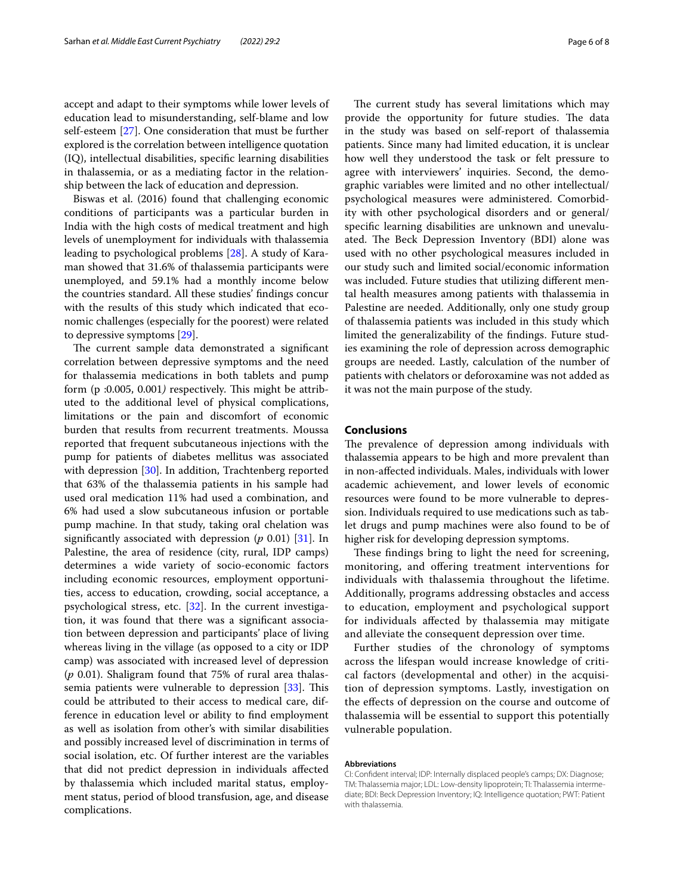accept and adapt to their symptoms while lower levels of education lead to misunderstanding, self-blame and low self-esteem [27]. One consideration that must be further explored is the correlation between intelligence quotation (IQ), intellectual disabilities, specific learning disabilities in thalassemia, or as a mediating factor in the relationship between the lack of education and depression.

Biswas et al. (2016) found that challenging economic conditions of participants was a particular burden in India with the high costs of medical treatment and high levels of unemployment for individuals with thalassemia leading to psychological problems [28]. A study of Karaman showed that 31.6% of thalassemia participants were unemployed, and 59.1% had a monthly income below the countries standard. All these studies' findings concur with the results of this study which indicated that economic challenges (especially for the poorest) were related to depressive symptoms [29].

The current sample data demonstrated a significant correlation between depressive symptoms and the need for thalassemia medications in both tablets and pump form (p :0.005, 0.001*)* respectively. This might be attributed to the additional level of physical complications, limitations or the pain and discomfort of economic burden that results from recurrent treatments. Moussa reported that frequent subcutaneous injections with the pump for patients of diabetes mellitus was associated with depression [30]. In addition, Trachtenberg reported that 63% of the thalassemia patients in his sample had used oral medication 11% had used a combination, and 6% had used a slow subcutaneous infusion or portable pump machine. In that study, taking oral chelation was significantly associated with depression (*p* 0.01) [31]. In Palestine, the area of residence (city, rural, IDP camps) determines a wide variety of socio-economic factors including economic resources, employment opportunities, access to education, crowding, social acceptance, a psychological stress, etc. [32]. In the current investigation, it was found that there was a significant association between depression and participants' place of living whereas living in the village (as opposed to a city or IDP camp) was associated with increased level of depression (*p* 0.01). Shaligram found that 75% of rural area thalassemia patients were vulnerable to depression [33]. This could be attributed to their access to medical care, difference in education level or ability to find employment as well as isolation from other's with similar disabilities and possibly increased level of discrimination in terms of social isolation, etc. Of further interest are the variables that did not predict depression in individuals affected by thalassemia which included marital status, employment status, period of blood transfusion, age, and disease complications.

The current study has several limitations which may provide the opportunity for future studies. The data in the study was based on self-report of thalassemia patients. Since many had limited education, it is unclear how well they understood the task or felt pressure to agree with interviewers' inquiries. Second, the demographic variables were limited and no other intellectual/psychological measures were administered. Comorbidity with other psychological disorders and or general/specific learning disabilities are unknown and unevaluated. The Beck Depression Inventory (BDI) alone was used with no other psychological measures included in our study such and limited social/economic information was included. Future studies that utilizing different mental health measures among patients with thalassemia in Palestine are needed. Additionally, only one study group of thalassemia patients was included in this study which limited the generalizability of the findings. Future studies examining the role of depression across demographic groups are needed. Lastly, calculation of the number of patients with chelators or deforoxamine was not added as it was not the main purpose of the study.

## Conclusions

The prevalence of depression among individuals with thalassemia appears to be high and more prevalent than in non-affected individuals. Males, individuals with lower academic achievement, and lower levels of economic resources were found to be more vulnerable to depression. Individuals required to use medications such as tablet drugs and pump machines were also found to be of higher risk for developing depression symptoms.

These findings bring to light the need for screening, monitoring, and offering treatment interventions for individuals with thalassemia throughout the lifetime. Additionally, programs addressing obstacles and access to education, employment and psychological support for individuals affected by thalassemia may mitigate and alleviate the consequent depression over time.

Further studies of the chronology of symptoms across the lifespan would increase knowledge of critical factors (developmental and other) in the acquisition of depression symptoms. Lastly, investigation on the effects of depression on the course and outcome of thalassemia will be essential to support this potentially vulnerable population.

#### Abbreviations

CI: Confident interval; IDP: Internally displaced people's camps; DX: Diagnose; TM: Thalassemia major; LDL: Low-density lipoprotein; TI: Thalassemia intermediate; BDI: Beck Depression Inventory; IQ: Intelligence quotation; PWT: Patient with thalassemia.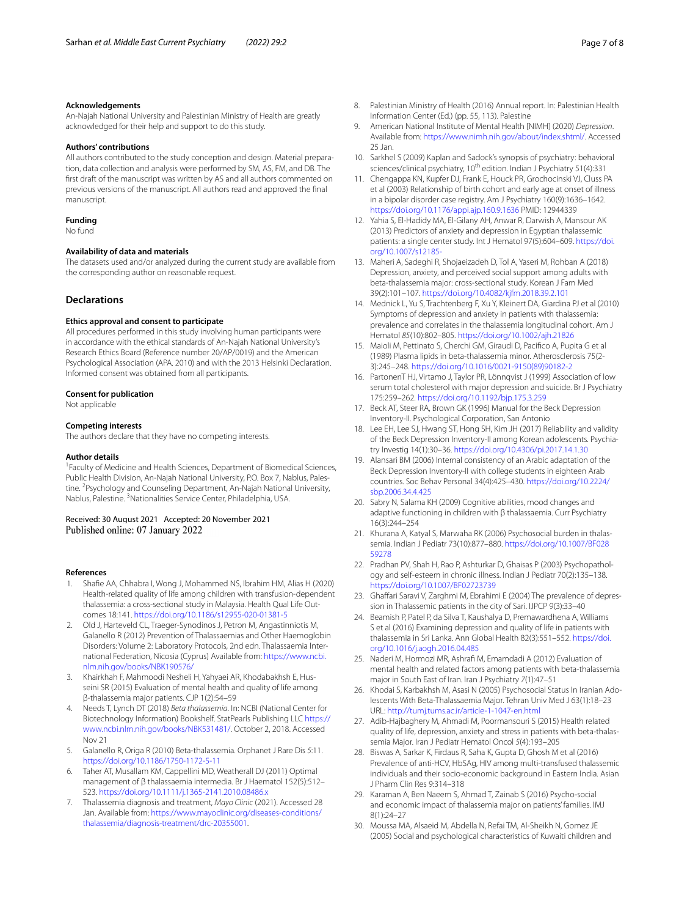### Acknowledgements

An-Najah National University and Palestinian Ministry of Health are greatly acknowledged for their help and support to do this study.

### Authors' contributions

All authors contributed to the study conception and design. Material preparation, data collection and analysis were performed by SM, AS, FM, and DB. The first draft of the manuscript was written by AS and all authors commented on previous versions of the manuscript. All authors read and approved the final manuscript.

### Funding

No fund

### Availability of data and materials

The datasets used and/or analyzed during the current study are available from the corresponding author on reasonable request.

## Declarations

### Ethics approval and consent to participate

All procedures performed in this study involving human participants were in accordance with the ethical standards of An-Najah National University's Research Ethics Board (Reference number 20/AP/0019) and the American Psychological Association (APA. 2010) and with the 2013 Helsinki Declaration. Informed consent was obtained from all participants.

### Consent for publication

Not applicable

### Competing interests

The authors declare that they have no competing interests.

### Author details

[1]Faculty of Medicine and Health Sciences, Department of Biomedical Sciences, Public Health Division, An-Najah National University, P.O. Box 7, Nablus, Palestine. [2]Psychology and Counseling Department, An-Najah National University, Nablus, Palestine. [3]Nationalities Service Center, Philadelphia, USA.

Received: 30 August 2021 Accepted: 20 November 2021
Published online: 07 January 2022

### References

1. Shafie AA, Chhabra I, Wong J, Mohammed NS, Ibrahim HM, Alias H (2020) Health-related quality of life among children with transfusion-dependent thalassemia: a cross-sectional study in Malaysia. Health Qual Life Outcomes 18:141. https://doi.org/10.1186/s12955-020-01381-5
2. Old J, Harteveld CL, Traeger-Synodinos J, Petron M, Angastinniotis M, Galanello R (2012) Prevention of Thalassaemias and Other Haemoglobin Disorders: Volume 2: Laboratory Protocols, 2nd edn. Thalassaemia International Federation, Nicosia (Cyprus) Available from: https://www.ncbi.nlm.nih.gov/books/NBK190576/
3. Khairkhah F, Mahmoodi Nesheli H, Yahyaei AR, Khodabakhsh E, Husseini SR (2015) Evaluation of mental health and quality of life among β-thalassemia major patients. CJP 1(2):54–59
4. Needs T, Lynch DT (2018) *Beta thalassemia*. In: NCBI (National Center for Biotechnology Information) Bookshelf. StatPearls Publishing LLC https://www.ncbi.nlm.nih.gov/books/NBK531481/. October 2, 2018. Accessed Nov 21
5. Galanello R, Origa R (2010) Beta-thalassemia. Orphanet J Rare Dis *5*:11. https://doi.org/10.1186/1750-1172-5-11
6. Taher AT, Musallam KM, Cappellini MD, Weatherall DJ (2011) Optimal management of β thalassaemia intermedia. Br J Haematol 152(5):512–523. https://doi.org/10.1111/j.1365-2141.2010.08486.x
7. Thalassemia diagnosis and treatment, *Mayo Clinic* (2021). Accessed 28 Jan. Available from: https://www.mayoclinic.org/diseases-conditions/thalassemia/diagnosis-treatment/drc-20355001.
8. Palestinian Ministry of Health (2016) Annual report. In: Palestinian Health Information Center (Ed.) (pp. 55, 113). Palestine
9. American National Institute of Mental Health [NIMH] (2020) *Depression*. Available from: https://www.nimh.nih.gov/about/index.shtml/. Accessed 25 Jan.
10. Sarkhel S (2009) Kaplan and Sadock's synopsis of psychiatry: behavioral sciences/clinical psychiatry, 10th edition. Indian J Psychiatry 51(4):331
11. Chengappa KN, Kupfer DJ, Frank E, Houck PR, Grochocinski VJ, Cluss PA et al (2003) Relationship of birth cohort and early age at onset of illness in a bipolar disorder case registry. Am J Psychiatry 160(9):1636–1642. https://doi.org/10.1176/appi.ajp.160.9.1636 PMID: 12944339
12. Yahia S, El-Hadidy MA, El-Gilany AH, Anwar R, Darwish A, Mansour AK (2013) Predictors of anxiety and depression in Egyptian thalassemic patients: a single center study. Int J Hematol 97(5):604–609. https://doi.org/10.1007/s12185-
13. Maheri A, Sadeghi R, Shojaeizadeh D, Tol A, Yaseri M, Rohban A (2018) Depression, anxiety, and perceived social support among adults with beta-thalassemia major: cross-sectional study. Korean J Fam Med 39(2):101–107. https://doi.org/10.4082/kjfm.2018.39.2.101
14. Mednick L, Yu S, Trachtenberg F, Xu Y, Kleinert DA, Giardina PJ et al (2010) Symptoms of depression and anxiety in patients with thalassemia: prevalence and correlates in the thalassemia longitudinal cohort. Am J Hematol *85*(10):802–805. https://doi.org/10.1002/ajh.21826
15. Maioli M, Pettinato S, Cherchi GM, Giraudi D, Pacifico A, Pupita G et al (1989) Plasma lipids in beta-thalassemia minor. Atherosclerosis 75(2-3):245–248. https://doi.org/10.1016/0021-9150(89)90182-2
16. PartonenT HJ, Virtamo J, Taylor PR, Lönnqvist J (1999) Association of low serum total cholesterol with major depression and suicide. Br J Psychiatry 175:259–262. https://doi.org/10.1192/bjp.175.3.259
17. Beck AT, Steer RA, Brown GK (1996) Manual for the Beck Depression Inventory-II. Psychological Corporation, San Antonio
18. Lee EH, Lee SJ, Hwang ST, Hong SH, Kim JH (2017) Reliability and validity of the Beck Depression Inventory-II among Korean adolescents. Psychiatry Investig 14(1):30–36. https://doi.org/10.4306/pi.2017.14.1.30
19. Alansari BM (2006) Internal consistency of an Arabic adaptation of the Beck Depression Inventory-II with college students in eighteen Arab countries. Soc Behav Personal 34(4):425–430. https://doi.org/10.2224/sbp.2006.34.4.425
20. Sabry N, Salama KH (2009) Cognitive abilities, mood changes and adaptive functioning in children with β thalassaemia. Curr Psychiatry 16(3):244–254
21. Khurana A, Katyal S, Marwaha RK (2006) Psychosocial burden in thalassemia. Indian J Pediatr 73(10):877–880. https://doi.org/10.1007/BF02859278
22. Pradhan PV, Shah H, Rao P, Ashturkar D, Ghaisas P (2003) Psychopathology and self-esteem in chronic illness. Indian J Pediatr 70(2):135–138. https://doi.org/10.1007/BF02723739
23. Ghaffari Saravi V, Zarghmi M, Ebrahimi E (2004) The prevalence of depression in Thalassemic patients in the city of Sari. IJPCP 9(3):33–40
24. Beamish P, Patel P, da Silva T, Kaushalya D, Premawardhena A, Williams S et al (2016) Examining depression and quality of life in patients with thalassemia in Sri Lanka. Ann Global Health 82(3):551–552. https://doi.org/10.1016/j.aogh.2016.04.485
25. Naderi M, Hormozi MR, Ashrafi M, Emamdadi A (2012) Evaluation of mental health and related factors among patients with beta-thalassemia major in South East of Iran. Iran J Psychiatry *7*(1):47–51
26. Khodai S, Karbakhsh M, Asasi N (2005) Psychosocial Status In Iranian Adolescents With Beta-Thalassaemia Major. Tehran Univ Med J 63(1):18–23 URL: http://tumj.tums.ac.ir/article-1-1047-en.html
27. Adib-Hajbaghery M, Ahmadi M, Poormansouri S (2015) Health related quality of life, depression, anxiety and stress in patients with beta-thalassemia Major. Iran J Pediatr Hematol Oncol *5*(4):193–205
28. Biswas A, Sarkar K, Firdaus R, Saha K, Gupta D, Ghosh M et al (2016) Prevalence of anti-HCV, HbSAg, HIV among multi-transfused thalassemic individuals and their socio-economic background in Eastern India. Asian J Pharm Clin Res 9:314–318
29. Karaman A, Ben Naeem S, Ahmad T, Zainab S (2016) Psycho-social and economic impact of thalassemia major on patients' families. IMJ 8(1):24–27
30. Moussa MA, Alsaeid M, Abdella N, Refai TM, Al-Sheikh N, Gomez JE (2005) Social and psychological characteristics of Kuwaiti children and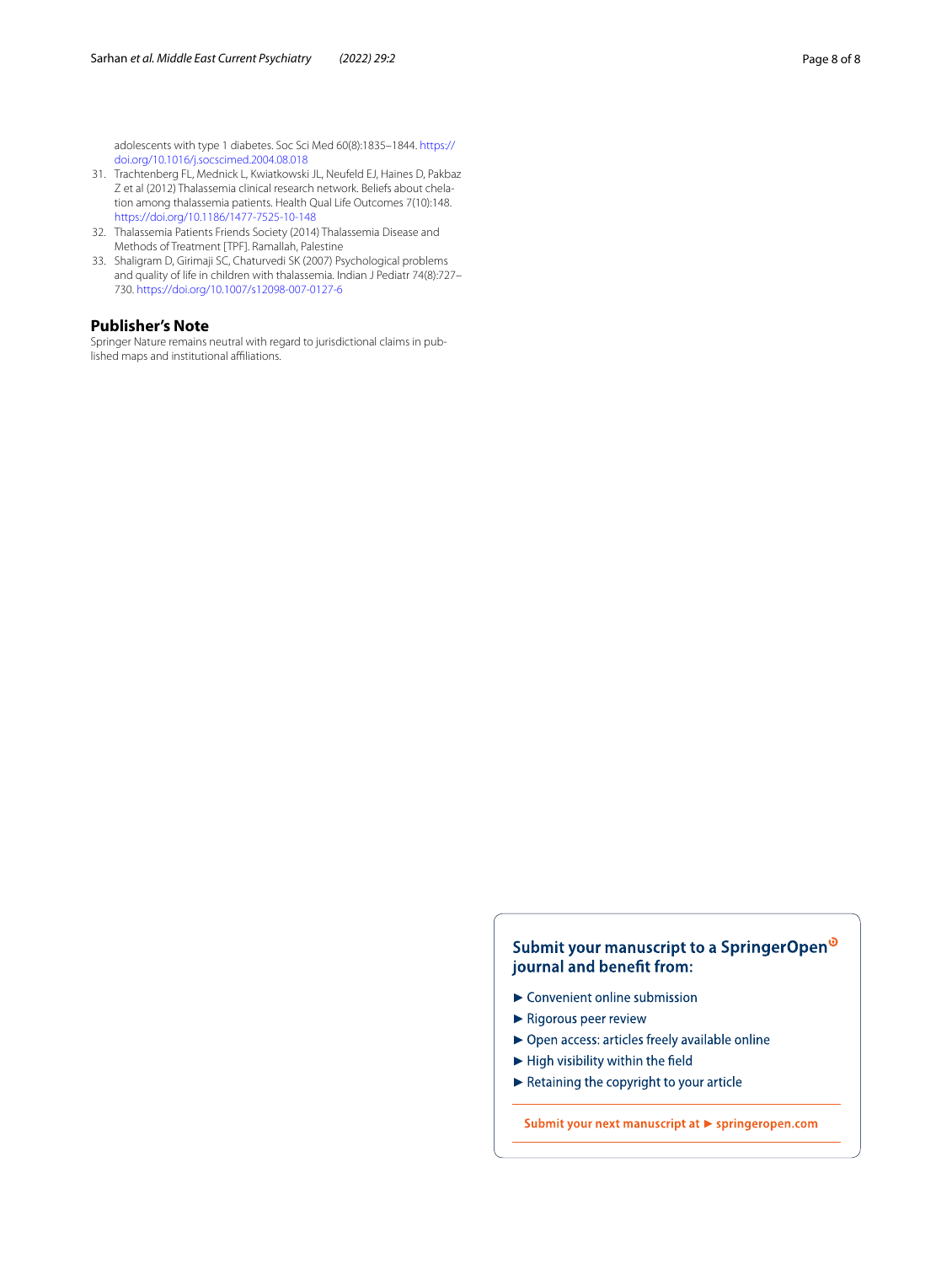adolescents with type 1 diabetes. Soc Sci Med 60(8):1835–1844. https://doi.org/10.1016/j.socscimed.2004.08.018

31. Trachtenberg FL, Mednick L, Kwiatkowski JL, Neufeld EJ, Haines D, Pakbaz Z et al (2012) Thalassemia clinical research network. Beliefs about chelation among thalassemia patients. Health Qual Life Outcomes 7(10):148. https://doi.org/10.1186/1477-7525-10-148
32. Thalassemia Patients Friends Society (2014) Thalassemia Disease and Methods of Treatment [TPF]. Ramallah, Palestine
33. Shaligram D, Girimaji SC, Chaturvedi SK (2007) Psychological problems and quality of life in children with thalassemia. Indian J Pediatr 74(8):727–730. https://doi.org/10.1007/s12098-007-0127-6

## Publisher's Note

Springer Nature remains neutral with regard to jurisdictional claims in published maps and institutional affiliations.

**Submit your manuscript to a SpringerOpen journal and benefit from:**

► Convenient online submission
► Rigorous peer review
► Open access: articles freely available online
► High visibility within the field
► Retaining the copyright to your article

**Submit your next manuscript at ► springeropen.com**